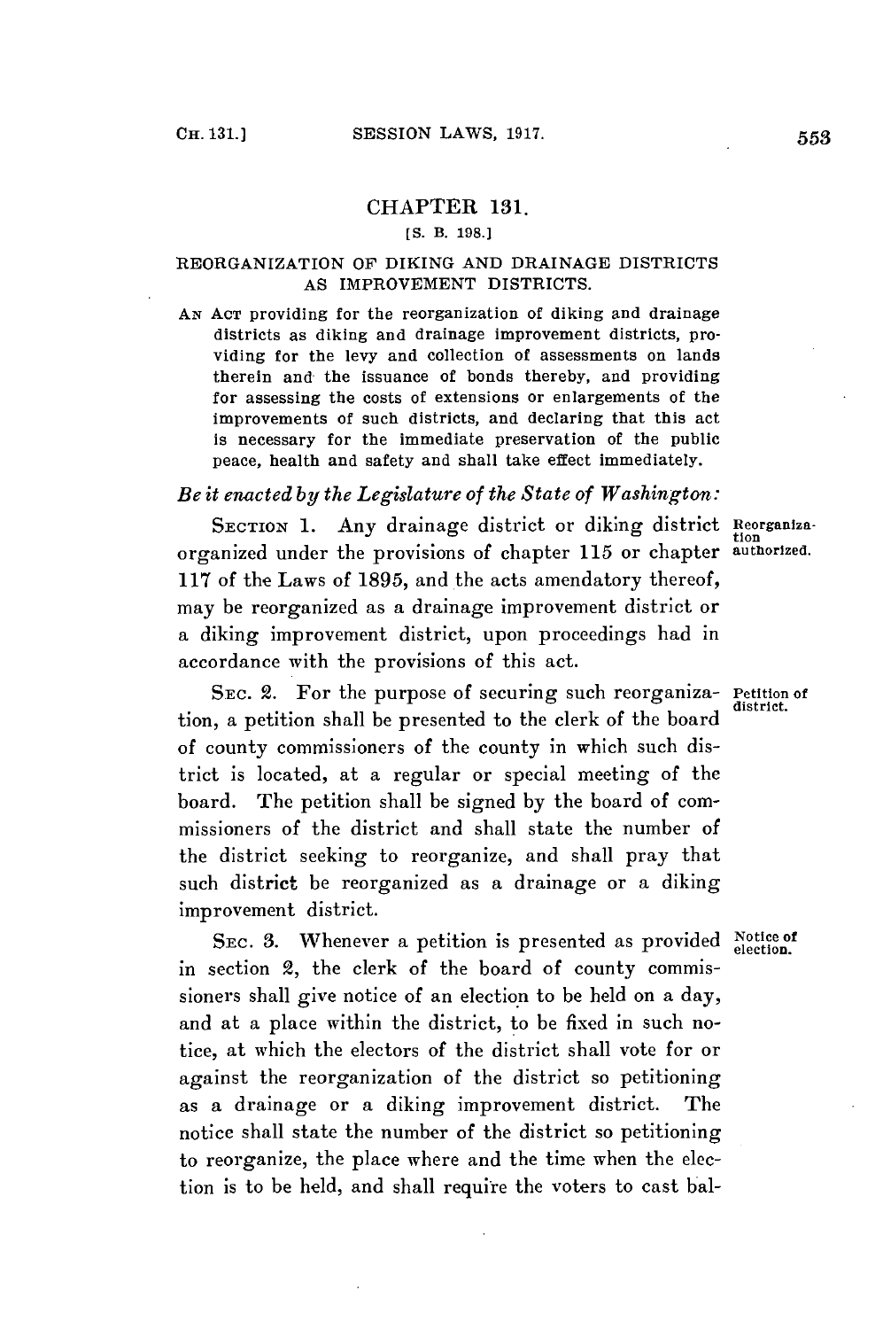# CHAPTER 131.

[S. B. 198.]

## REORGANIZATION OF DIKING AND DRAINAGE DISTRICTS AS IMPROVEMENT DISTRICTS.

AN ACT providing for the reorganization of diking and drainage districts as diking and drainage improvement districts, providing for the levy and collection of assessments on lands therein and the issuance of bonds thereby, and providing for assessing the costs of extensions or enlargements of the improvements of such districts, and declaring that this act is necessary for the immediate preservation of the public peace, health and safety and shall take effect immediately.

*Be it enacted by the Legislature of the State of Washington:*

SECTION 1. Any drainage district or diking district organized under the provisions of chapter 115 or chapter 117 of the Laws of 1895, and the acts amendatory thereof, may be reorganized as a drainage improvement district or a diking improvement district, upon proceedings had in accordance with the provisions of this act.

Reorganization authorized.

SEC. 2. For the purpose of securing such reorganization, a petition shall be presented to the clerk of the board of county commissioners of the county in which such district is located, at a regular or special meeting of the board. The petition shall be signed by the board of commissioners of the district and shall state the number of the district seeking to reorganize, and shall pray that such district be reorganized as a drainage or a diking improvement district.

Petition of district.

SEC. 3. Whenever a petition is presented as provided in section 2, the clerk of the board of county commissioners shall give notice of an election to be held on a day, and at a place within the district, to be fixed in such notice, at which the electors of the district shall vote for or against the reorganization of the district so petitioning as a drainage or a diking improvement district. The notice shall state the number of the district so petitioning to reorganize, the place where and the time when the election is to be held, and shall require the voters to cast bal-

Notice of election.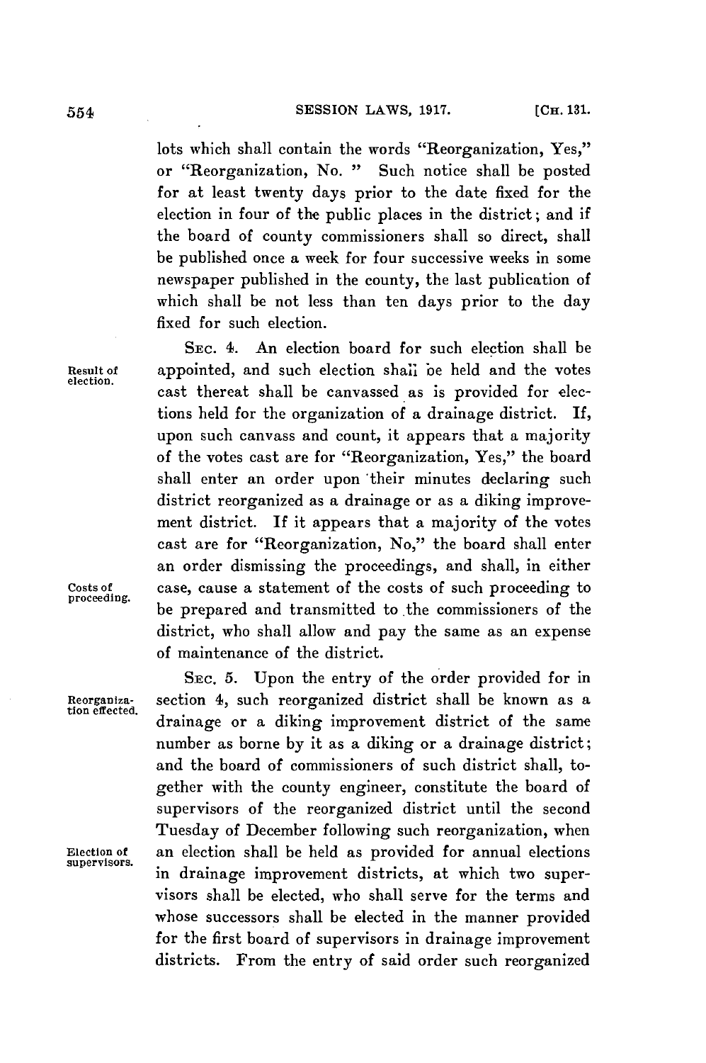lots which shall contain the words "Reorganization, Yes," or "Reorganization, No." Such notice shall be posted for at least twenty days prior to the date fixed for the election in four of the public places in the district; and if the board of county commissioners shall so direct, shall be published once a week for four successive weeks in some newspaper published in the county, the last publication of which shall be not less than ten days prior to the day fixed for such election.

*Result of election.*

SEC. 4. An election board for such election shall be appointed, and such election shall be held and the votes cast thereat shall be canvassed as is provided for elections held for the organization of a drainage district. If, upon such canvass and count, it appears that a majority of the votes cast are for "Reorganization, Yes," the board shall enter an order upon their minutes declaring such district reorganized as a drainage or as a diking improvement district. If it appears that a majority of the votes cast are for "Reorganization, No," the board shall enter an order dismissing the proceedings, and shall, in either case, cause a statement of the costs of such proceeding to be prepared and transmitted to the commissioners of the district, who shall allow and pay the same as an expense of maintenance of the district.

*Costs of proceeding.*

*Reorganization effected.*

SEC. 5. Upon the entry of the order provided for in section 4, such reorganized district shall be known as a drainage or a diking improvement district of the same number as borne by it as a diking or a drainage district; and the board of commissioners of such district shall, together with the county engineer, constitute the board of supervisors of the reorganized district until the second Tuesday of December following such reorganization, when an election shall be held as provided for annual elections in drainage improvement districts, at which two supervisors shall be elected, who shall serve for the terms and whose successors shall be elected in the manner provided for the first board of supervisors in drainage improvement districts. From the entry of said order such reorganized

*Election of supervisors.*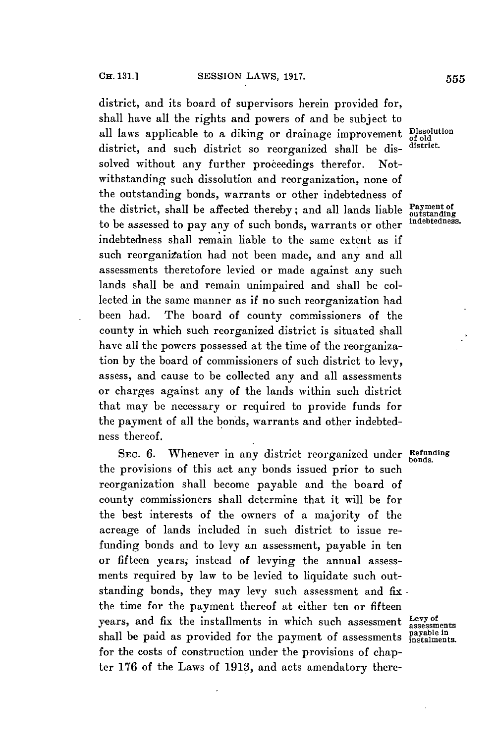district, and its board of supervisors herein provided for, shall have all the rights and powers of and be subject to all laws applicable to a diking or drainage improvement district, and such district so reorganized shall be dissolved without any further proceedings therefor. Notwithstanding such dissolution and reorganization, none of the outstanding bonds, warrants or other indebtedness of the district, shall be affected thereby; and all lands liable to be assessed to pay any of such bonds, warrants or other indebtedness shall remain liable to the same extent as if such reorganization had not been made, and any and all assessments theretofore levied or made against any such lands shall be and remain unimpaired and shall be collected in the same manner as if no such reorganization had been had. The board of county commissioners of the county in which such reorganized district is situated shall have all the powers possessed at the time of the reorganization by the board of commissioners of such district to levy, assess, and cause to be collected any and all assessments or charges against any of the lands within such district that may be necessary or required to provide funds for the payment of all the bonds, warrants and other indebtedness thereof.

*Dissolution of old district.*

*Payment of outstanding indebtedness.*

SEC. 6. Whenever in any district reorganized under the provisions of this act any bonds issued prior to such reorganization shall become payable and the board of county commissioners shall determine that it will be for the best interests of the owners of a majority of the acreage of lands included in such district to issue refunding bonds and to levy an assessment, payable in ten or fifteen years, instead of levying the annual assessments required by law to be levied to liquidate such outstanding bonds, they may levy such assessment and fix the time for the payment thereof at either ten or fifteen years, and fix the installments in which such assessment shall be paid as provided for the payment of assessments for the costs of construction under the provisions of chapter 176 of the Laws of 1913, and acts amendatory there-

*Refunding bonds.*

*Levy of assessments payable in instalments.*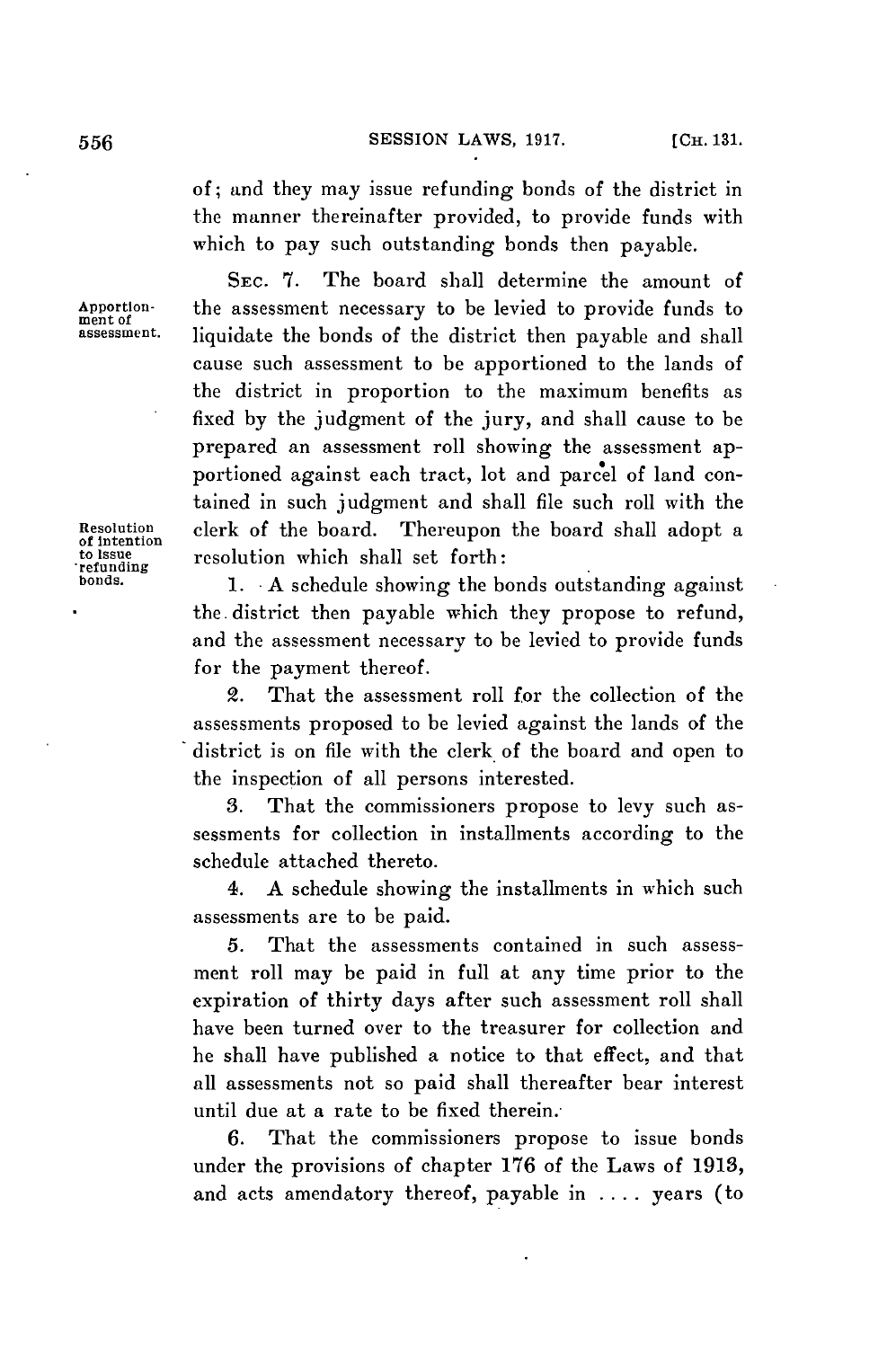of; and they may issue refunding bonds of the district in the manner thereinafter provided, to provide funds with which to pay such outstanding bonds then payable.

Apportionment of assessment.

SEC. 7. The board shall determine the amount of the assessment necessary to be levied to provide funds to liquidate the bonds of the district then payable and shall cause such assessment to be apportioned to the lands of the district in proportion to the maximum benefits as fixed by the judgment of the jury, and shall cause to be prepared an assessment roll showing the assessment apportioned against each tract, lot and parcel of land contained in such judgment and shall file such roll with the clerk of the board. Thereupon the board shall adopt a resolution which shall set forth:

Resolution of intention to issue refunding bonds.

1. A schedule showing the bonds outstanding against the district then payable which they propose to refund, and the assessment necessary to be levied to provide funds for the payment thereof.

2. That the assessment roll for the collection of the assessments proposed to be levied against the lands of the district is on file with the clerk of the board and open to the inspection of all persons interested.

3. That the commissioners propose to levy such assessments for collection in installments according to the schedule attached thereto.

4. A schedule showing the installments in which such assessments are to be paid.

5. That the assessments contained in such assessment roll may be paid in full at any time prior to the expiration of thirty days after such assessment roll shall have been turned over to the treasurer for collection and he shall have published a notice to that effect, and that all assessments not so paid shall thereafter bear interest until due at a rate to be fixed therein.

6. That the commissioners propose to issue bonds under the provisions of chapter 176 of the Laws of 1913, and acts amendatory thereof, payable in .... years (to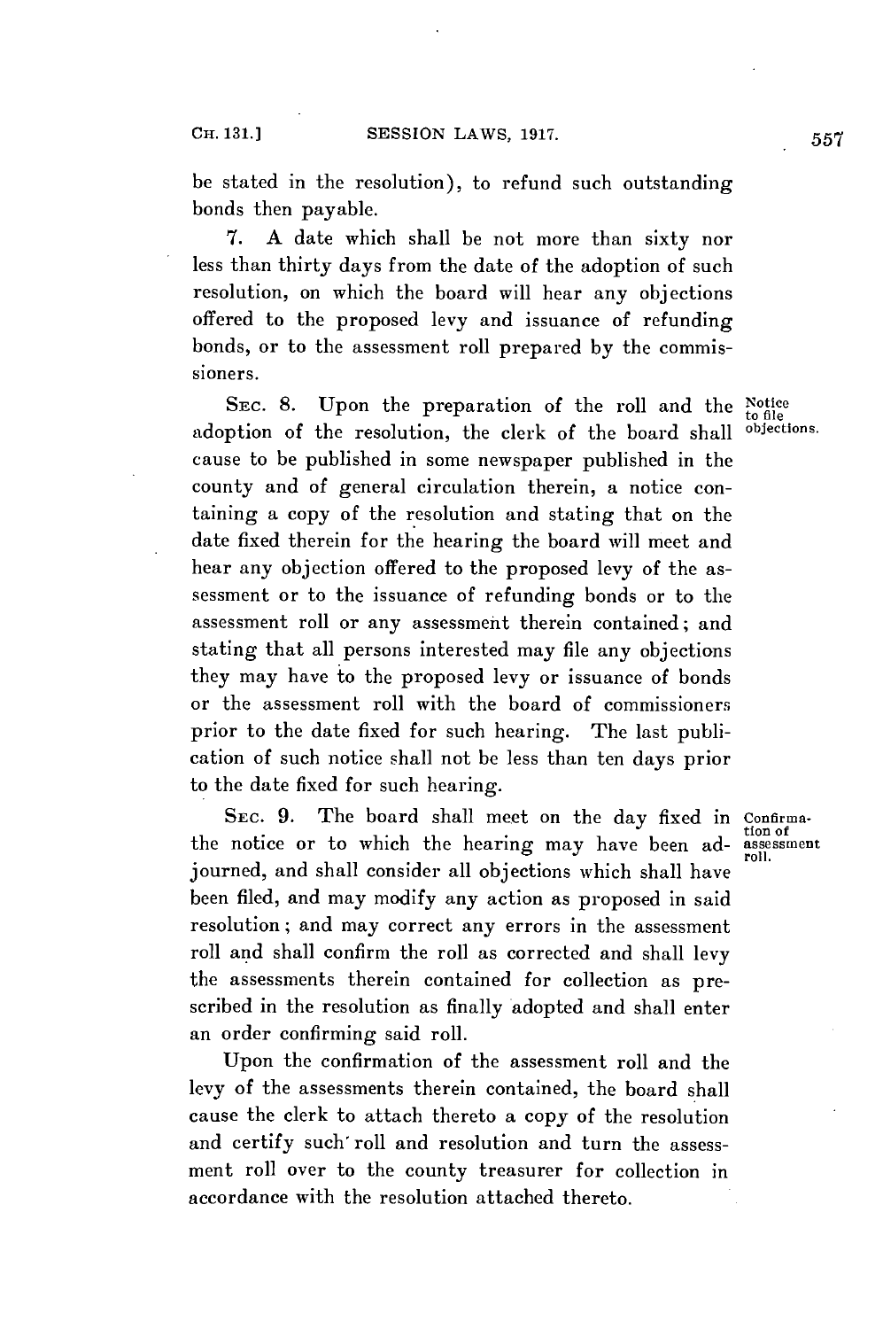be stated in the resolution), to refund such outstanding bonds then payable.

7. A date which shall be not more than sixty nor less than thirty days from the date of the adoption of such resolution, on which the board will hear any objections offered to the proposed levy and issuance of refunding bonds, or to the assessment roll prepared by the commissioners.

SEC. 8. Upon the preparation of the roll and the adoption of the resolution, the clerk of the board shall cause to be published in some newspaper published in the county and of general circulation therein, a notice containing a copy of the resolution and stating that on the date fixed therein for the hearing the board will meet and hear any objection offered to the proposed levy of the assessment or to the issuance of refunding bonds or to the assessment roll or any assessment therein contained; and stating that all persons interested may file any objections they may have to the proposed levy or issuance of bonds or the assessment roll with the board of commissioners prior to the date fixed for such hearing. The last publication of such notice shall not be less than ten days prior to the date fixed for such hearing.

*Notice to file objections.*

SEC. 9. The board shall meet on the day fixed in the notice or to which the hearing may have been adjourned, and shall consider all objections which shall have been filed, and may modify any action as proposed in said resolution; and may correct any errors in the assessment roll and shall confirm the roll as corrected and shall levy the assessments therein contained for collection as prescribed in the resolution as finally adopted and shall enter an order confirming said roll.

*Confirmation of assessment roll.*

Upon the confirmation of the assessment roll and the levy of the assessments therein contained, the board shall cause the clerk to attach thereto a copy of the resolution and certify such roll and resolution and turn the assessment roll over to the county treasurer for collection in accordance with the resolution attached thereto.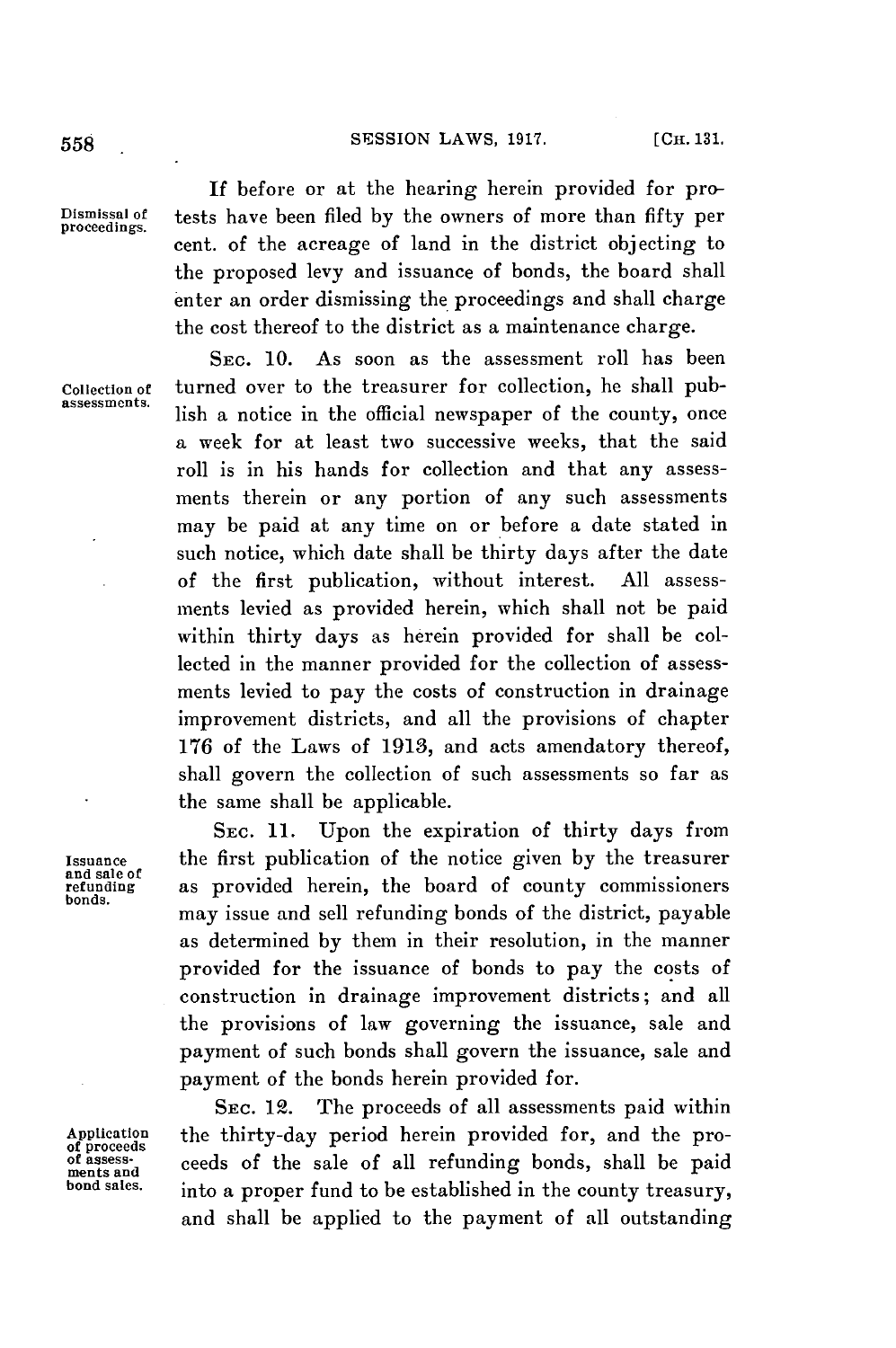If before or at the hearing herein provided for protests have been filed by the owners of more than fifty per cent. of the acreage of land in the district objecting to the proposed levy and issuance of bonds, the board shall enter an order dismissing the proceedings and shall charge the cost thereof to the district as a maintenance charge.

*Dismissal of proceedings.*

SEC. 10. As soon as the assessment roll has been turned over to the treasurer for collection, he shall publish a notice in the official newspaper of the county, once a week for at least two successive weeks, that the said roll is in his hands for collection and that any assessments therein or any portion of any such assessments may be paid at any time on or before a date stated in such notice, which date shall be thirty days after the date of the first publication, without interest. All assessments levied as provided herein, which shall not be paid within thirty days as herein provided for shall be collected in the manner provided for the collection of assessments levied to pay the costs of construction in drainage improvement districts, and all the provisions of chapter 176 of the Laws of 1913, and acts amendatory thereof, shall govern the collection of such assessments so far as the same shall be applicable.

*Collection of assessments.*

SEC. 11. Upon the expiration of thirty days from the first publication of the notice given by the treasurer as provided herein, the board of county commissioners may issue and sell refunding bonds of the district, payable as determined by them in their resolution, in the manner provided for the issuance of bonds to pay the costs of construction in drainage improvement districts; and all the provisions of law governing the issuance, sale and payment of such bonds shall govern the issuance, sale and payment of the bonds herein provided for.

*Issuance and sale of refunding bonds.*

SEC. 12. The proceeds of all assessments paid within the thirty-day period herein provided for, and the proceeds of the sale of all refunding bonds, shall be paid into a proper fund to be established in the county treasury, and shall be applied to the payment of all outstanding

*Application of proceeds of assessments and bond sales.*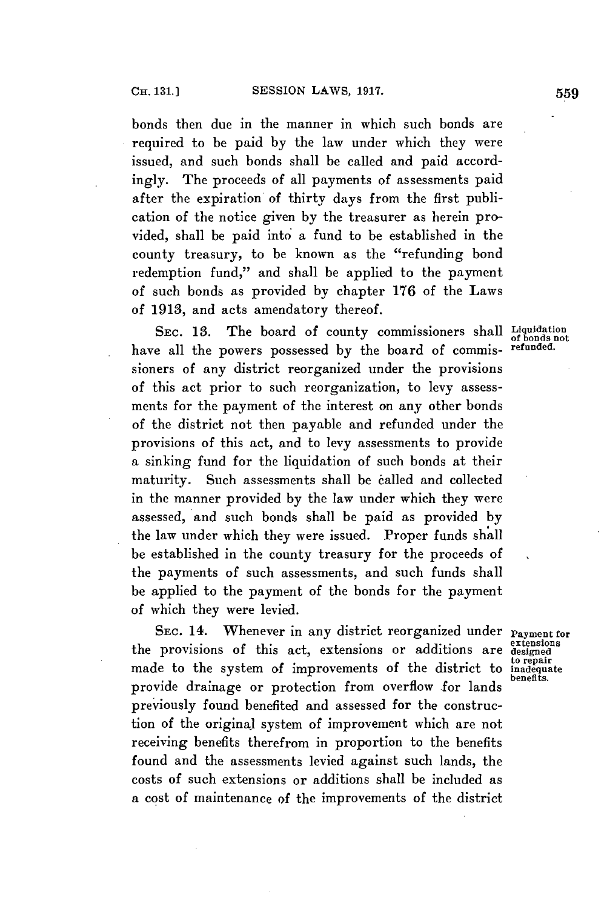bonds then due in the manner in which such bonds are required to be paid by the law under which they were issued, and such bonds shall be called and paid accordingly. The proceeds of all payments of assessments paid after the expiration of thirty days from the first publication of the notice given by the treasurer as herein provided, shall be paid into a fund to be established in the county treasury, to be known as the "refunding bond redemption fund," and shall be applied to the payment of such bonds as provided by chapter 176 of the Laws of 1913, and acts amendatory thereof.

*Liquidation of bonds not refunded.*

SEC. 13. The board of county commissioners shall have all the powers possessed by the board of commissioners of any district reorganized under the provisions of this act prior to such reorganization, to levy assessments for the payment of the interest on any other bonds of the district not then payable and refunded under the provisions of this act, and to levy assessments to provide a sinking fund for the liquidation of such bonds at their maturity. Such assessments shall be called and collected in the manner provided by the law under which they were assessed, and such bonds shall be paid as provided by the law under which they were issued. Proper funds shall be established in the county treasury for the proceeds of the payments of such assessments, and such funds shall be applied to the payment of the bonds for the payment of which they were levied.

*Payment for extensions designed to repair inadequate benefits.*

SEC. 14. Whenever in any district reorganized under the provisions of this act, extensions or additions are made to the system of improvements of the district to provide drainage or protection from overflow for lands previously found benefited and assessed for the construction of the original system of improvement which are not receiving benefits therefrom in proportion to the benefits found and the assessments levied against such lands, the costs of such extensions or additions shall be included as a cost of maintenance of the improvements of the district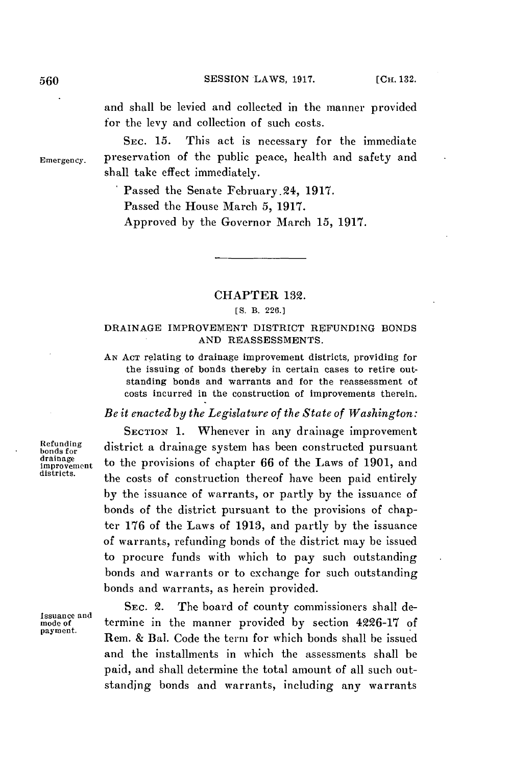and shall be levied and collected in the manner provided for the levy and collection of such costs.

Emergency. SEC. 15. This act is necessary for the immediate preservation of the public peace, health and safety and shall take effect immediately.

Passed the Senate February 24, 1917.

Passed the House March 5, 1917.

Approved by the Governor March 15, 1917.

---

## CHAPTER 132.

[S. B. 226.]

### DRAINAGE IMPROVEMENT DISTRICT REFUNDING BONDS AND REASSESSMENTS.

AN ACT relating to drainage improvement districts, providing for the issuing of bonds thereby in certain cases to retire outstanding bonds and warrants and for the reassessment of costs incurred in the construction of improvements therein.

*Be it enacted by the Legislature of the State of Washington:*

Refunding bonds for drainage improvement districts. SECTION 1. Whenever in any drainage improvement district a drainage system has been constructed pursuant to the provisions of chapter 66 of the Laws of 1901, and the costs of construction thereof have been paid entirely by the issuance of warrants, or partly by the issuance of bonds of the district pursuant to the provisions of chapter 176 of the Laws of 1913, and partly by the issuance of warrants, refunding bonds of the district may be issued to procure funds with which to pay such outstanding bonds and warrants or to exchange for such outstanding bonds and warrants, as herein provided.

Issuance and mode of payment. SEC. 2. The board of county commissioners shall determine in the manner provided by section 4226-17 of Rem. & Bal. Code the term for which bonds shall be issued and the installments in which the assessments shall be paid, and shall determine the total amount of all such outstanding bonds and warrants, including any warrants